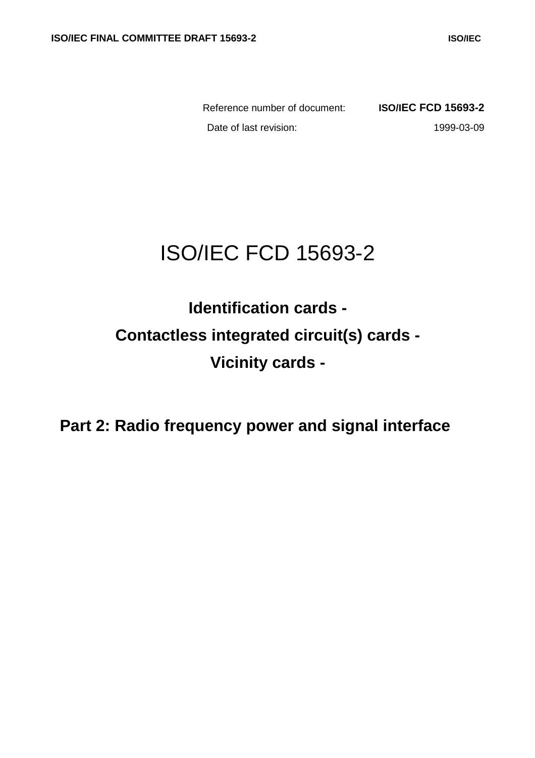Reference number of document: **ISO/IEC FCD 15693-2**

Date of last revision: 1999-03-09

# ISO/IEC FCD 15693-2

## Identification cards -
## Contactless integrated circuit(s) cards -
## Vicinity cards -

## Part 2: Radio frequency power and signal interface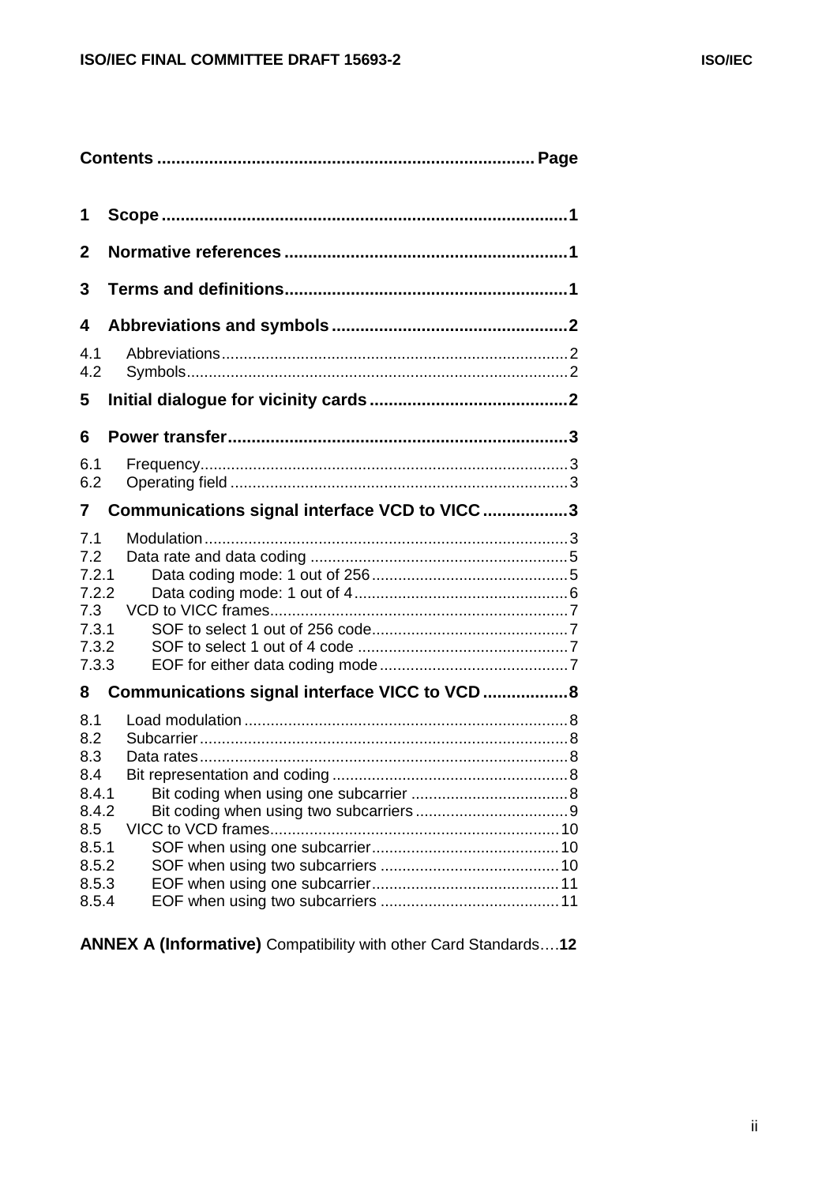**Contents ............................................................................ Page**

**1 Scope ........................................................................................1**

**2 Normative references ...........................................................1**

**3 Terms and definitions...........................................................1**

**4 Abbreviations and symbols .................................................2**

4.1 Abbreviations..............................................................................2
4.2 Symbols......................................................................................2

**5 Initial dialogue for vicinity cards .........................................2**

**6 Power transfer.......................................................................3**

6.1 Frequency...................................................................................3
6.2 Operating field ............................................................................3

**7 Communications signal interface VCD to VICC ..................3**

7.1 Modulation..................................................................................3
7.2 Data rate and data coding ...........................................................5
7.2.1 Data coding mode: 1 out of 256 .............................................5
7.2.2 Data coding mode: 1 out of 4 .................................................6
7.3 VCD to VICC frames....................................................................7
7.3.1 SOF to select 1 out of 256 code.............................................7
7.3.2 SOF to select 1 out of 4 code ................................................7
7.3.3 EOF for either data coding mode ...........................................7

**8 Communications signal interface VICC to VCD ..................8**

8.1 Load modulation .........................................................................8
8.2 Subcarrier...................................................................................8
8.3 Data rates...................................................................................8
8.4 Bit representation and coding .....................................................8
8.4.1 Bit coding when using one subcarrier ....................................8
8.4.2 Bit coding when using two subcarriers ...................................9
8.5 VICC to VCD frames..................................................................10
8.5.1 SOF when using one subcarrier...........................................10
8.5.2 SOF when using two subcarriers .........................................10
8.5.3 EOF when using one subcarrier...........................................11
8.5.4 EOF when using two subcarriers .........................................11

**ANNEX A (Informative)** Compatibility with other Card Standards….**12**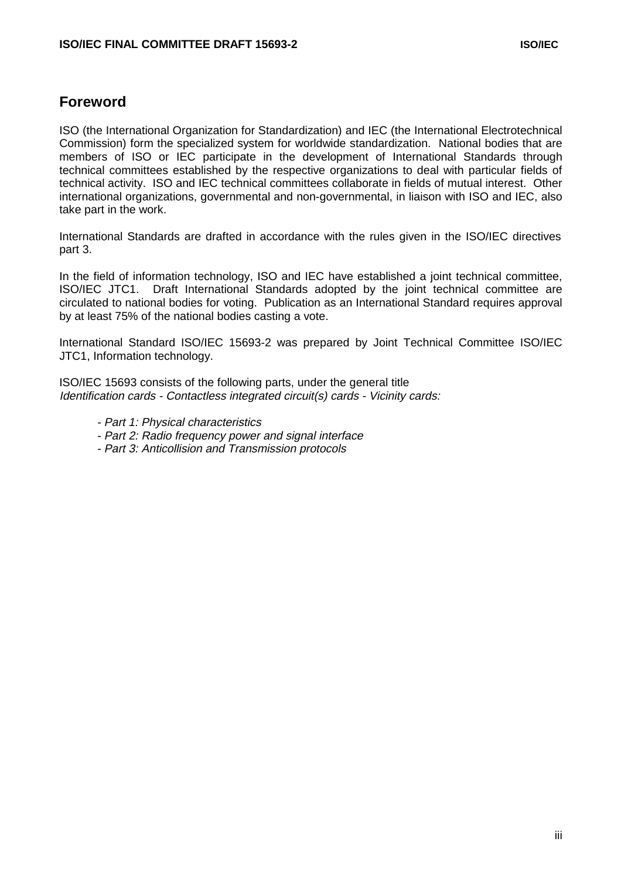# Foreword

ISO (the International Organization for Standardization) and IEC (the International Electrotechnical Commission) form the specialized system for worldwide standardization. National bodies that are members of ISO or IEC participate in the development of International Standards through technical committees established by the respective organizations to deal with particular fields of technical activity. ISO and IEC technical committees collaborate in fields of mutual interest. Other international organizations, governmental and non-governmental, in liaison with ISO and IEC, also take part in the work.

International Standards are drafted in accordance with the rules given in the ISO/IEC directives part 3.

In the field of information technology, ISO and IEC have established a joint technical committee, ISO/IEC JTC1. Draft International Standards adopted by the joint technical committee are circulated to national bodies for voting. Publication as an International Standard requires approval by at least 75% of the national bodies casting a vote.

International Standard ISO/IEC 15693-2 was prepared by Joint Technical Committee ISO/IEC JTC1, Information technology.

ISO/IEC 15693 consists of the following parts, under the general title
*Identification cards - Contactless integrated circuit(s) cards - Vicinity cards:*

- *Part 1: Physical characteristics*
- *Part 2: Radio frequency power and signal interface*
- *Part 3: Anticollision and Transmission protocols*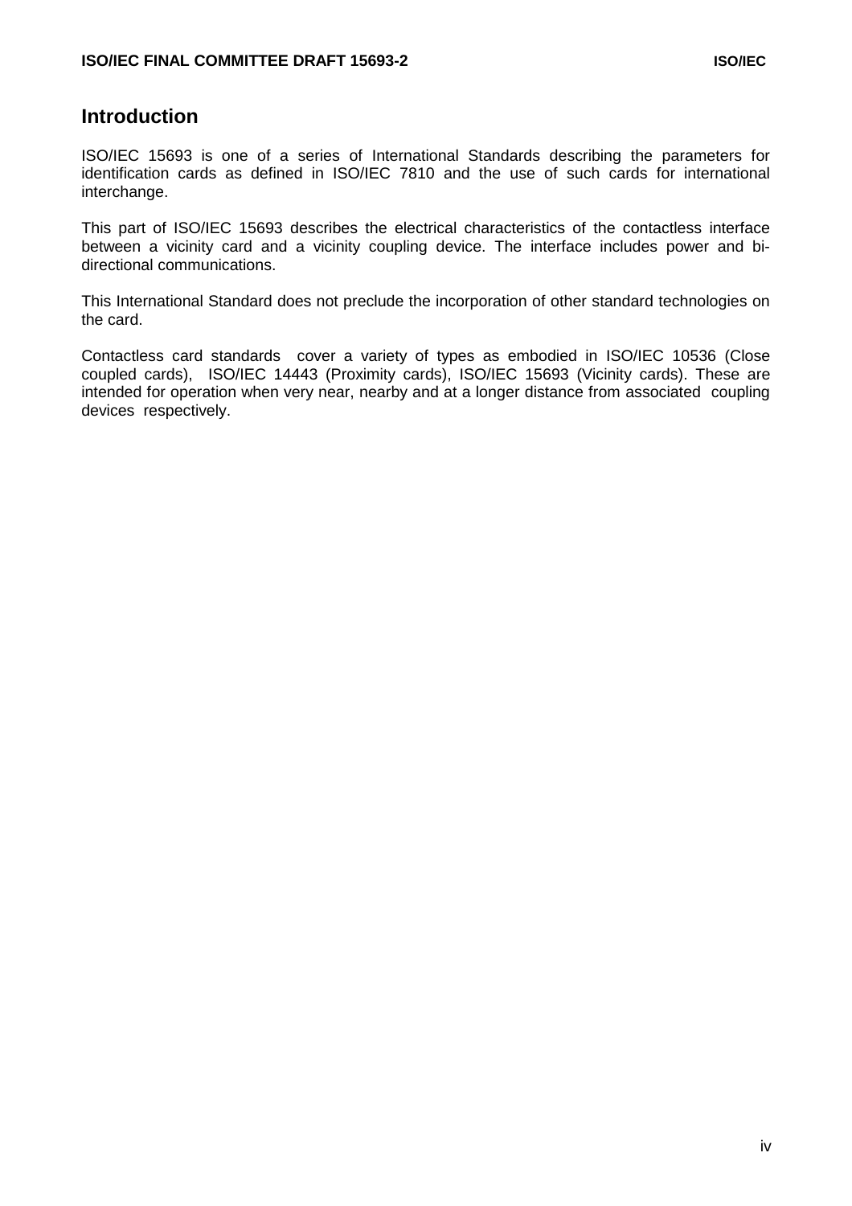## Introduction

ISO/IEC 15693 is one of a series of International Standards describing the parameters for identification cards as defined in ISO/IEC 7810 and the use of such cards for international interchange.

This part of ISO/IEC 15693 describes the electrical characteristics of the contactless interface between a vicinity card and a vicinity coupling device. The interface includes power and bi-directional communications.

This International Standard does not preclude the incorporation of other standard technologies on the card.

Contactless card standards cover a variety of types as embodied in ISO/IEC 10536 (Close coupled cards), ISO/IEC 14443 (Proximity cards), ISO/IEC 15693 (Vicinity cards). These are intended for operation when very near, nearby and at a longer distance from associated coupling devices respectively.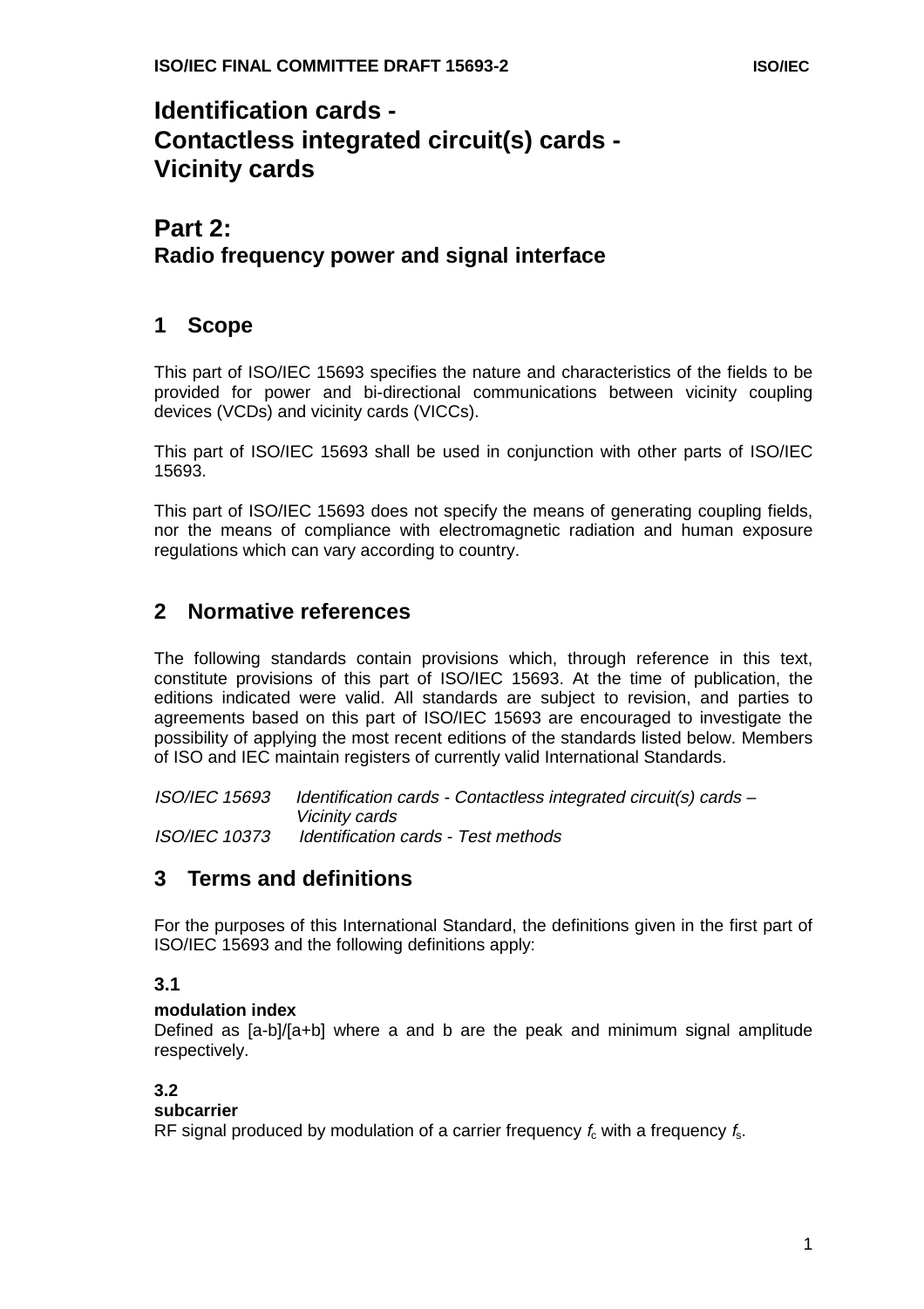# Identification cards - Contactless integrated circuit(s) cards - Vicinity cards

## Part 2: Radio frequency power and signal interface

## 1 Scope

This part of ISO/IEC 15693 specifies the nature and characteristics of the fields to be provided for power and bi-directional communications between vicinity coupling devices (VCDs) and vicinity cards (VICCs).

This part of ISO/IEC 15693 shall be used in conjunction with other parts of ISO/IEC 15693.

This part of ISO/IEC 15693 does not specify the means of generating coupling fields, nor the means of compliance with electromagnetic radiation and human exposure regulations which can vary according to country.

## 2 Normative references

The following standards contain provisions which, through reference in this text, constitute provisions of this part of ISO/IEC 15693. At the time of publication, the editions indicated were valid. All standards are subject to revision, and parties to agreements based on this part of ISO/IEC 15693 are encouraged to investigate the possibility of applying the most recent editions of the standards listed below. Members of ISO and IEC maintain registers of currently valid International Standards.

*ISO/IEC 15693 Identification cards - Contactless integrated circuit(s) cards – Vicinity cards*
*ISO/IEC 10373 Identification cards - Test methods*

## 3 Terms and definitions

For the purposes of this International Standard, the definitions given in the first part of ISO/IEC 15693 and the following definitions apply:

### 3.1

**modulation index**
Defined as [a-b]/[a+b] where a and b are the peak and minimum signal amplitude respectively.

### 3.2

**subcarrier**
RF signal produced by modulation of a carrier frequency $f_c$ with a frequency $f_s$.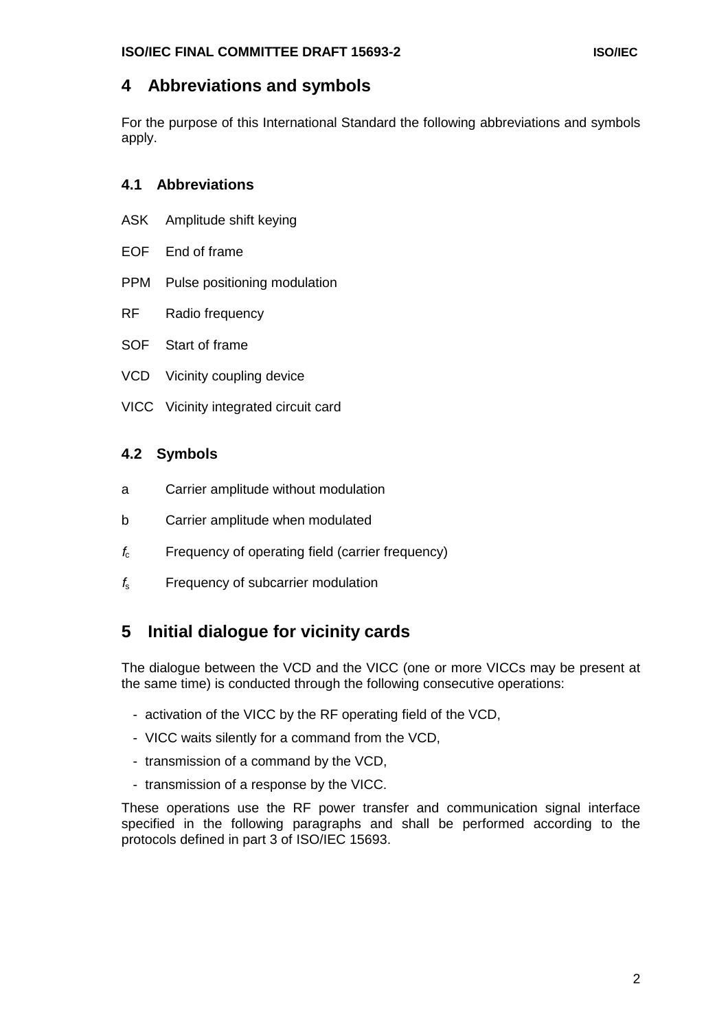# 4 Abbreviations and symbols

For the purpose of this International Standard the following abbreviations and symbols apply.

## 4.1 Abbreviations

ASK Amplitude shift keying

EOF End of frame

PPM Pulse positioning modulation

RF Radio frequency

SOF Start of frame

VCD Vicinity coupling device

VICC Vicinity integrated circuit card

## 4.2 Symbols

a Carrier amplitude without modulation

b Carrier amplitude when modulated

$f_c$ Frequency of operating field (carrier frequency)

$f_s$ Frequency of subcarrier modulation

# 5 Initial dialogue for vicinity cards

The dialogue between the VCD and the VICC (one or more VICCs may be present at the same time) is conducted through the following consecutive operations:

- activation of the VICC by the RF operating field of the VCD,
- VICC waits silently for a command from the VCD,
- transmission of a command by the VCD,
- transmission of a response by the VICC.

These operations use the RF power transfer and communication signal interface specified in the following paragraphs and shall be performed according to the protocols defined in part 3 of ISO/IEC 15693.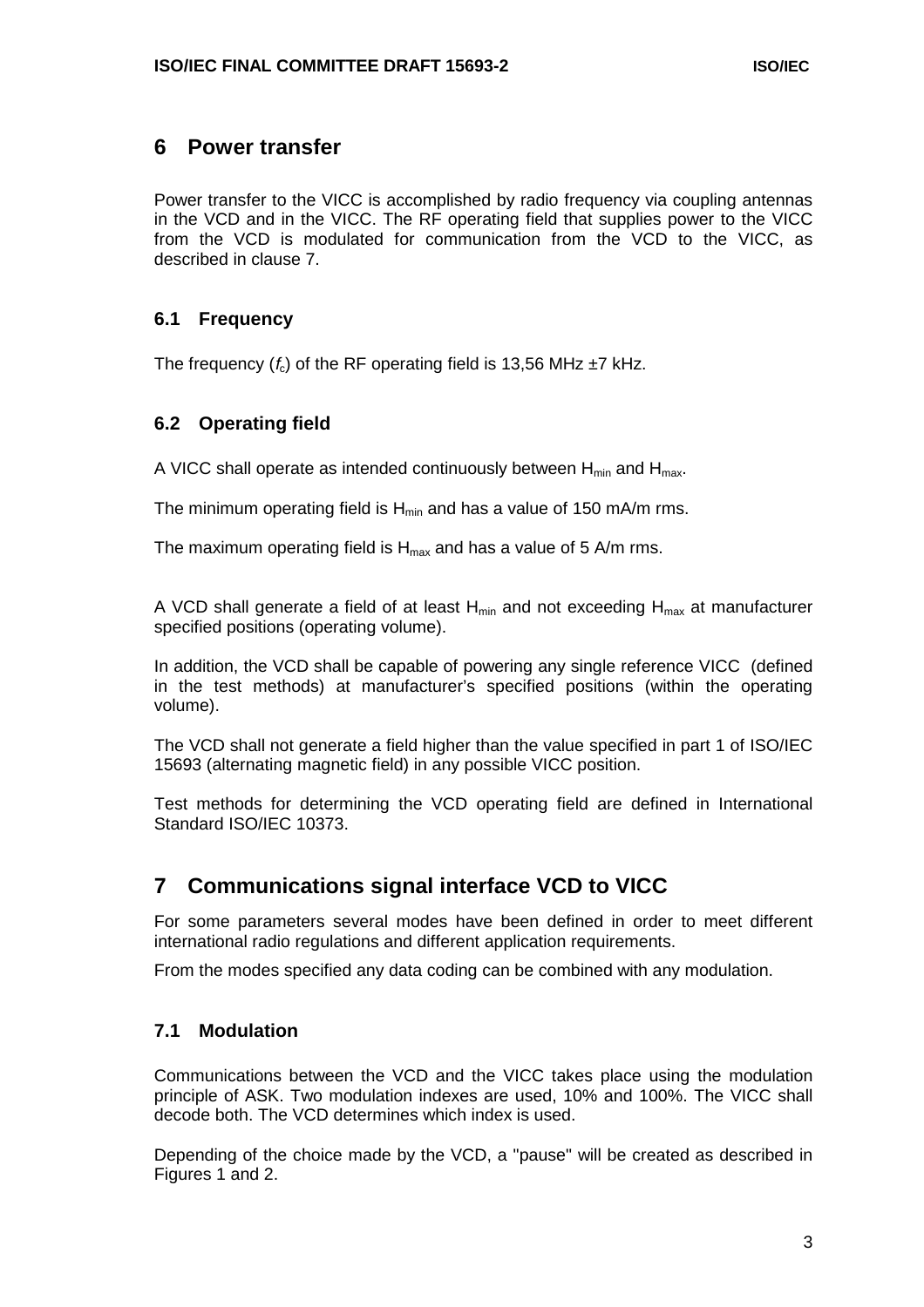# 6 Power transfer

Power transfer to the VICC is accomplished by radio frequency via coupling antennas in the VCD and in the VICC. The RF operating field that supplies power to the VICC from the VCD is modulated for communication from the VCD to the VICC, as described in clause 7.

## 6.1 Frequency

The frequency ($f_c$) of the RF operating field is 13,56 MHz ±7 kHz.

## 6.2 Operating field

A VICC shall operate as intended continuously between $H_{min}$ and $H_{max}$.

The minimum operating field is $H_{min}$ and has a value of 150 mA/m rms.

The maximum operating field is $H_{max}$ and has a value of 5 A/m rms.

A VCD shall generate a field of at least $H_{min}$ and not exceeding $H_{max}$ at manufacturer specified positions (operating volume).

In addition, the VCD shall be capable of powering any single reference VICC (defined in the test methods) at manufacturer's specified positions (within the operating volume).

The VCD shall not generate a field higher than the value specified in part 1 of ISO/IEC 15693 (alternating magnetic field) in any possible VICC position.

Test methods for determining the VCD operating field are defined in International Standard ISO/IEC 10373.

# 7 Communications signal interface VCD to VICC

For some parameters several modes have been defined in order to meet different international radio regulations and different application requirements.

From the modes specified any data coding can be combined with any modulation.

## 7.1 Modulation

Communications between the VCD and the VICC takes place using the modulation principle of ASK. Two modulation indexes are used, 10% and 100%. The VICC shall decode both. The VCD determines which index is used.

Depending of the choice made by the VCD, a "pause" will be created as described in Figures 1 and 2.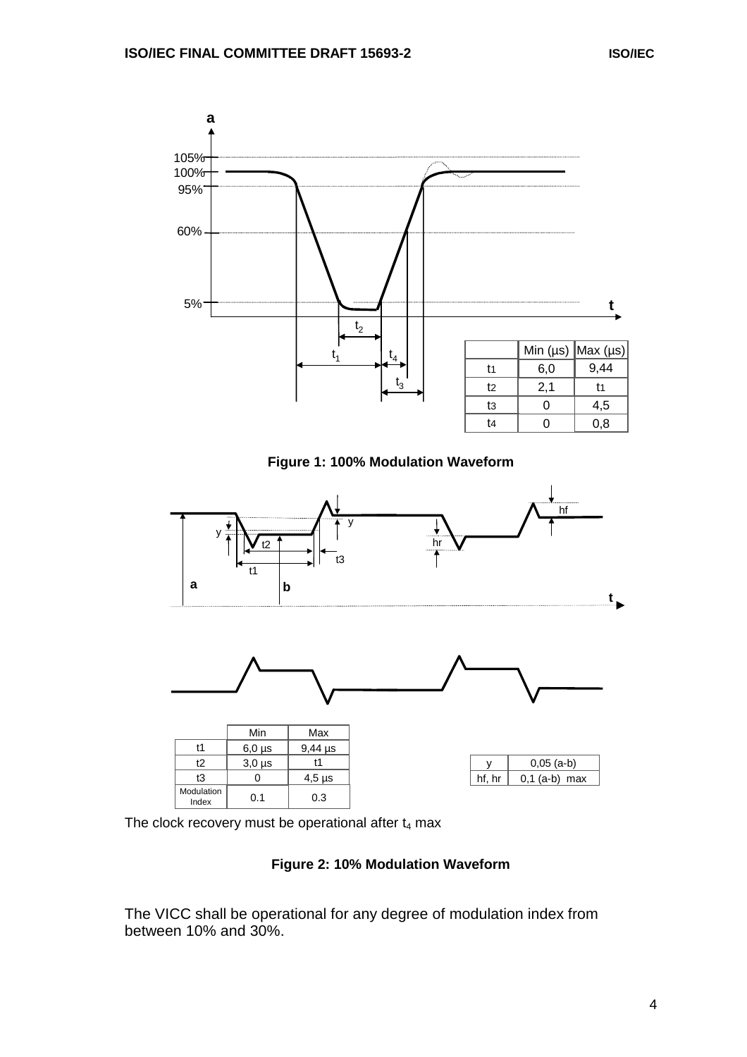| | Min (µs) | Max (µs) |
|---|---|---|
| t1 | 6,0 | 9,44 |
| t2 | 2,1 | t1 |
| t3 | 0 | 4,5 |
| t4 | 0 | 0,8 |

**Figure 1: 100% Modulation Waveform**

| | Min | Max |
|---|---|---|
| t1 | 6,0 µs | 9,44 µs |
| t2 | 3,0 µs | t1 |
| t3 | 0 | 4,5 µs |
| Modulation Index | 0.1 | 0.3 |

| | |
|---|---|
| y | 0,05 (a-b) |
| hf, hr | 0,1 (a-b) max |

The clock recovery must be operational after $t_4$ max

**Figure 2: 10% Modulation Waveform**

The VICC shall be operational for any degree of modulation index from between 10% and 30%.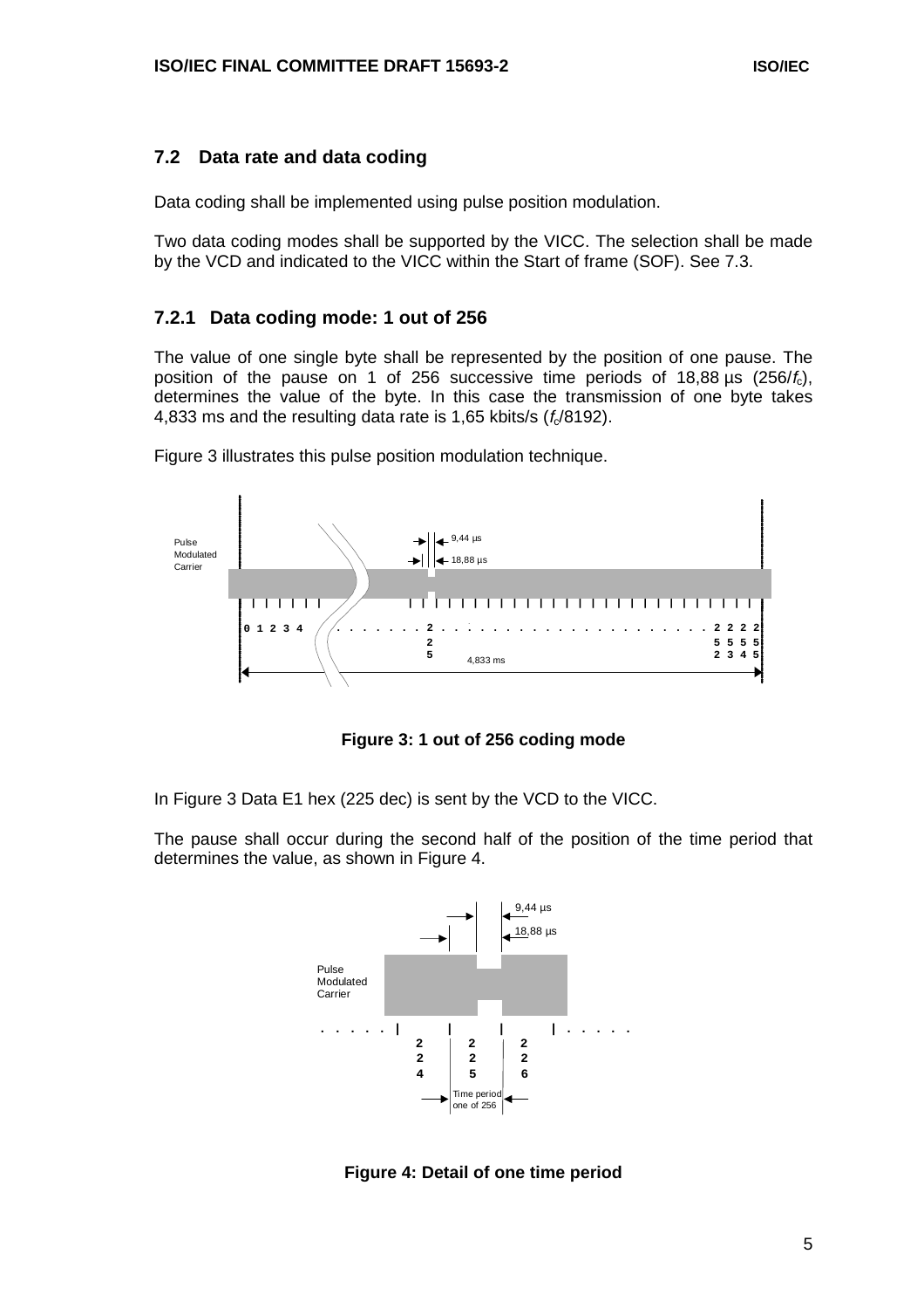## 7.2 Data rate and data coding

Data coding shall be implemented using pulse position modulation.

Two data coding modes shall be supported by the VICC. The selection shall be made by the VCD and indicated to the VICC within the Start of frame (SOF). See 7.3.

### 7.2.1 Data coding mode: 1 out of 256

The value of one single byte shall be represented by the position of one pause. The position of the pause on 1 of 256 successive time periods of 18,88 µs (256/$f_c$), determines the value of the byte. In this case the transmission of one byte takes 4,833 ms and the resulting data rate is 1,65 kbits/s ($f_c$/8192).

Figure 3 illustrates this pulse position modulation technique.

**Figure 3: 1 out of 256 coding mode**

In Figure 3 Data E1 hex (225 dec) is sent by the VCD to the VICC.

The pause shall occur during the second half of the position of the time period that determines the value, as shown in Figure 4.

**Figure 4: Detail of one time period**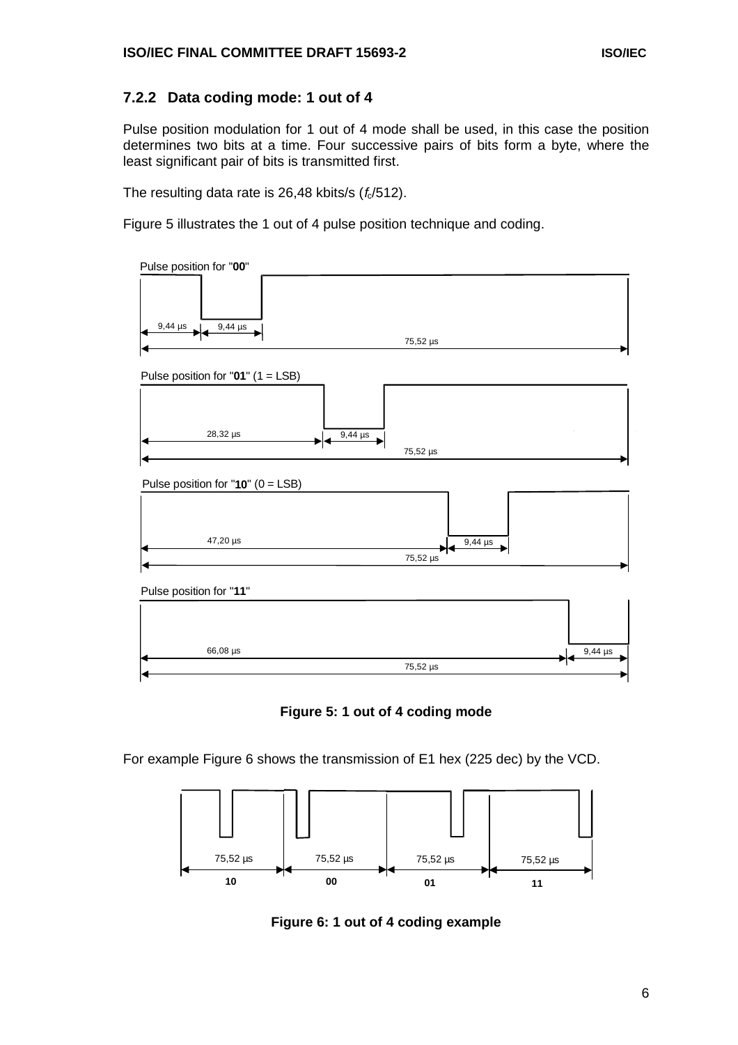### 7.2.2 Data coding mode: 1 out of 4

Pulse position modulation for 1 out of 4 mode shall be used, in this case the position determines two bits at a time. Four successive pairs of bits form a byte, where the least significant pair of bits is transmitted first.

The resulting data rate is 26,48 kbits/s ($f_c$/512).

Figure 5 illustrates the 1 out of 4 pulse position technique and coding.

Pulse position for "**00**"

9,44 µs 9,44 µs

75,52 µs

Pulse position for "**01**" (1 = LSB)

28,32 µs 9,44 µs

75,52 µs

Pulse position for "**10**" (0 = LSB)

47,20 µs 9,44 µs

75,52 µs

Pulse position for "**11**"

66,08 µs 9,44 µs

75,52 µs

**Figure 5: 1 out of 4 coding mode**

For example Figure 6 shows the transmission of E1 hex (225 dec) by the VCD.

75,52 µs 75,52 µs 75,52 µs 75,52 µs

**10** **00** **01** **11**

**Figure 6: 1 out of 4 coding example**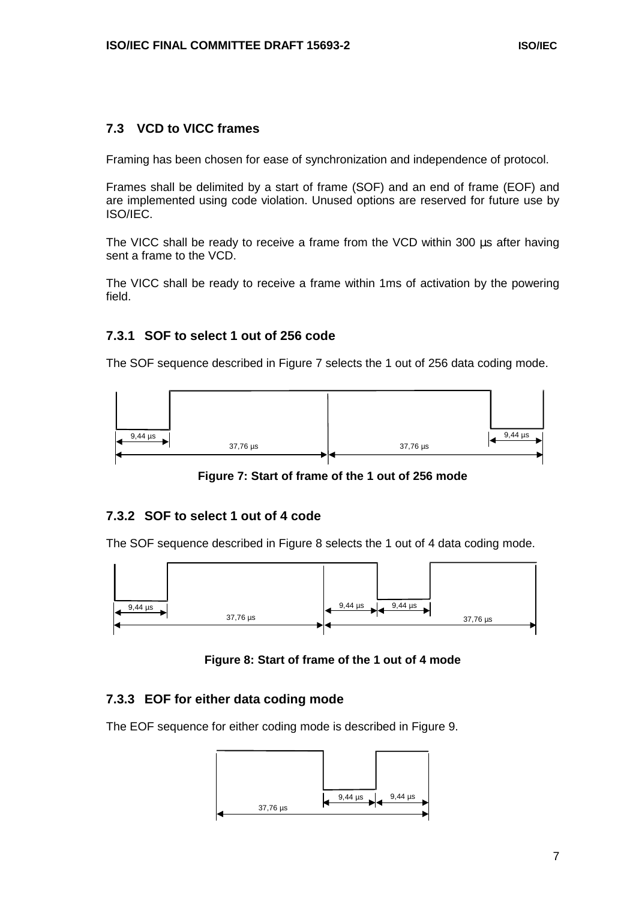### 7.3 VCD to VICC frames

Framing has been chosen for ease of synchronization and independence of protocol.

Frames shall be delimited by a start of frame (SOF) and an end of frame (EOF) and are implemented using code violation. Unused options are reserved for future use by ISO/IEC.

The VICC shall be ready to receive a frame from the VCD within 300 µs after having sent a frame to the VCD.

The VICC shall be ready to receive a frame within 1ms of activation by the powering field.

#### 7.3.1 SOF to select 1 out of 256 code

The SOF sequence described in Figure 7 selects the 1 out of 256 data coding mode.

9,44 µs 37,76 µs 37,76 µs 9,44 µs

**Figure 7: Start of frame of the 1 out of 256 mode**

#### 7.3.2 SOF to select 1 out of 4 code

The SOF sequence described in Figure 8 selects the 1 out of 4 data coding mode.

9,44 µs 37,76 µs 9,44 µs 9,44 µs 37,76 µs

**Figure 8: Start of frame of the 1 out of 4 mode**

#### 7.3.3 EOF for either data coding mode

The EOF sequence for either coding mode is described in Figure 9.

9,44 µs 9,44 µs 37,76 µs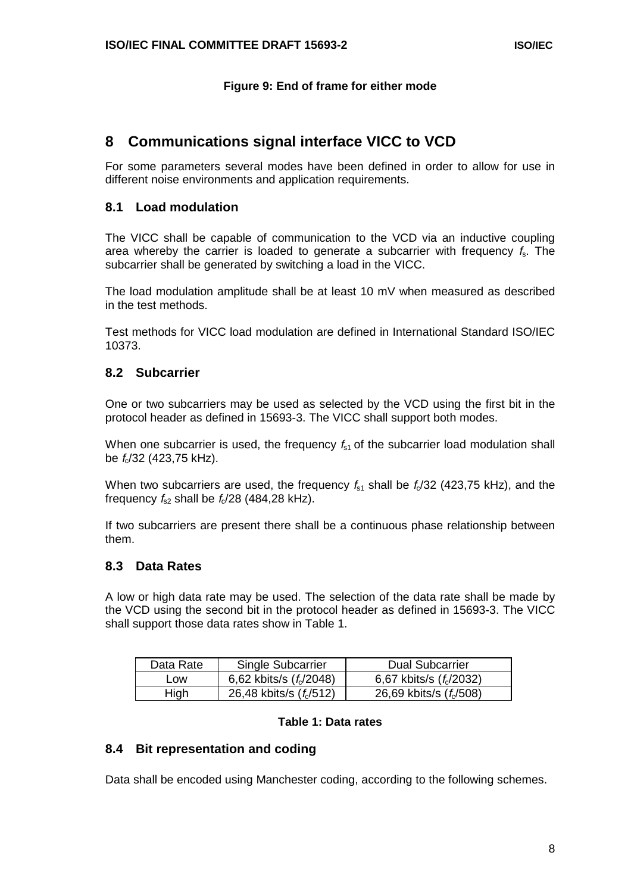**Figure 9: End of frame for either mode**

# 8 Communications signal interface VICC to VCD

For some parameters several modes have been defined in order to allow for use in different noise environments and application requirements.

## 8.1 Load modulation

The VICC shall be capable of communication to the VCD via an inductive coupling area whereby the carrier is loaded to generate a subcarrier with frequency $f_s$. The subcarrier shall be generated by switching a load in the VICC.

The load modulation amplitude shall be at least 10 mV when measured as described in the test methods.

Test methods for VICC load modulation are defined in International Standard ISO/IEC 10373.

## 8.2 Subcarrier

One or two subcarriers may be used as selected by the VCD using the first bit in the protocol header as defined in 15693-3. The VICC shall support both modes.

When one subcarrier is used, the frequency $f_{s1}$ of the subcarrier load modulation shall be $f_c/32$ (423,75 kHz).

When two subcarriers are used, the frequency $f_{s1}$ shall be $f_c/32$ (423,75 kHz), and the frequency $f_{s2}$ shall be $f_c/28$ (484,28 kHz).

If two subcarriers are present there shall be a continuous phase relationship between them.

## 8.3 Data Rates

A low or high data rate may be used. The selection of the data rate shall be made by the VCD using the second bit in the protocol header as defined in 15693-3. The VICC shall support those data rates show in Table 1.

| Data Rate | Single Subcarrier | Dual Subcarrier |
|---|---|---|
| Low | 6,62 kbits/s ($f_c/2048$) | 6,67 kbits/s ($f_c/2032$) |
| High | 26,48 kbits/s ($f_c/512$) | 26,69 kbits/s ($f_c/508$) |

**Table 1: Data rates**

## 8.4 Bit representation and coding

Data shall be encoded using Manchester coding, according to the following schemes.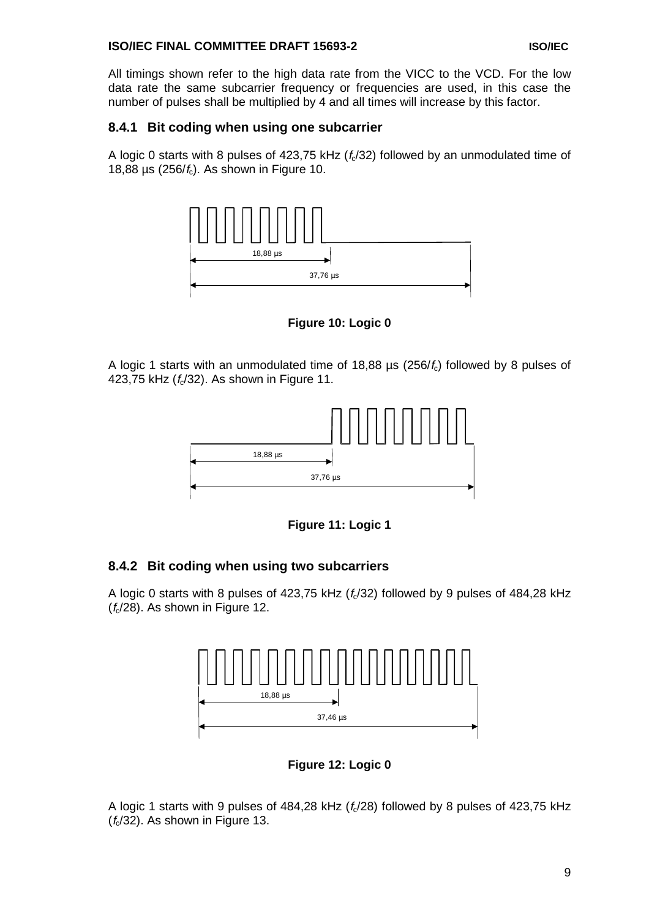All timings shown refer to the high data rate from the VICC to the VCD. For the low data rate the same subcarrier frequency or frequencies are used, in this case the number of pulses shall be multiplied by 4 and all times will increase by this factor.

### 8.4.1 Bit coding when using one subcarrier

A logic 0 starts with 8 pulses of 423,75 kHz ($f_c$/32) followed by an unmodulated time of 18,88 µs (256/$f_c$). As shown in Figure 10.

**Figure 10: Logic 0**

A logic 1 starts with an unmodulated time of 18,88 µs (256/$f_c$) followed by 8 pulses of 423,75 kHz ($f_c$/32). As shown in Figure 11.

**Figure 11: Logic 1**

### 8.4.2 Bit coding when using two subcarriers

A logic 0 starts with 8 pulses of 423,75 kHz ($f_c$/32) followed by 9 pulses of 484,28 kHz ($f_c$/28). As shown in Figure 12.

**Figure 12: Logic 0**

A logic 1 starts with 9 pulses of 484,28 kHz ($f_c$/28) followed by 8 pulses of 423,75 kHz ($f_c$/32). As shown in Figure 13.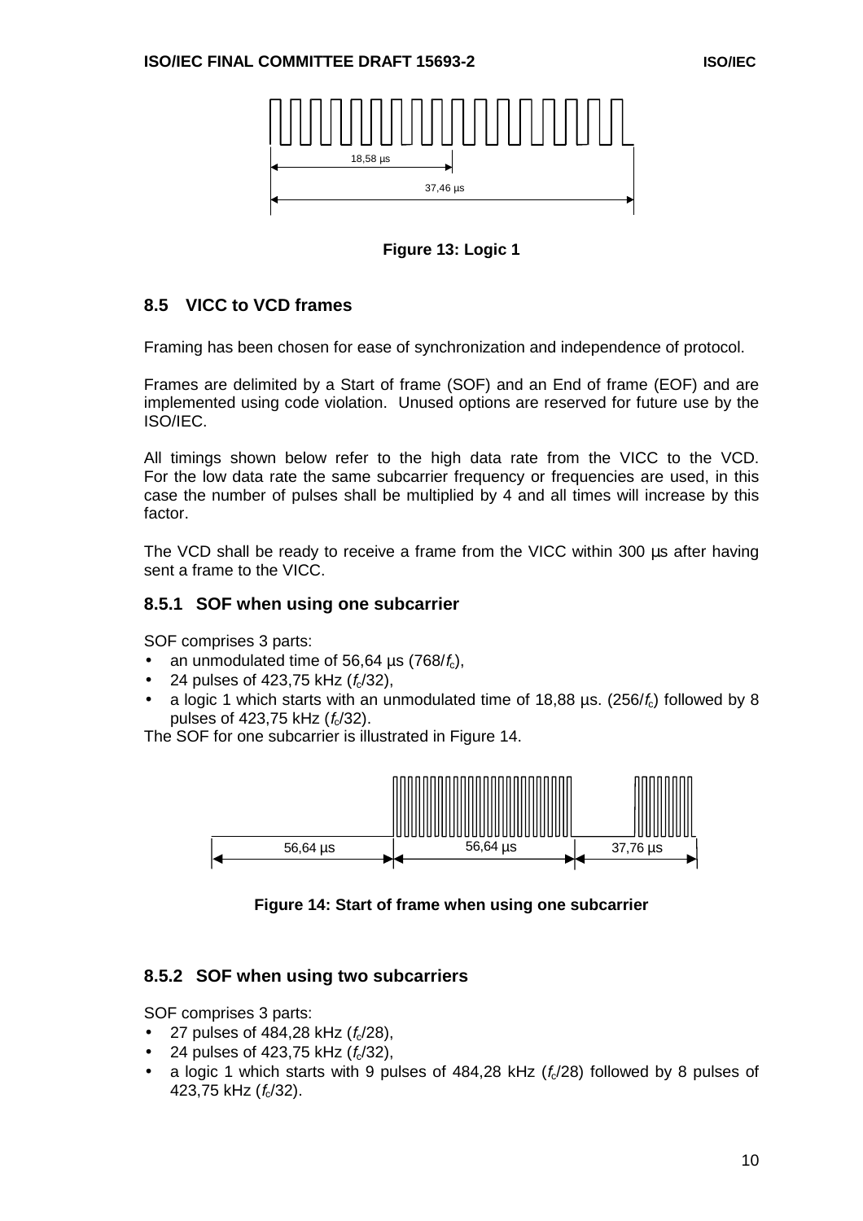Figure 13: Logic 1

## 8.5 VICC to VCD frames

Framing has been chosen for ease of synchronization and independence of protocol.

Frames are delimited by a Start of frame (SOF) and an End of frame (EOF) and are implemented using code violation. Unused options are reserved for future use by the ISO/IEC.

All timings shown below refer to the high data rate from the VICC to the VCD. For the low data rate the same subcarrier frequency or frequencies are used, in this case the number of pulses shall be multiplied by 4 and all times will increase by this factor.

The VCD shall be ready to receive a frame from the VICC within 300 µs after having sent a frame to the VICC.

### 8.5.1 SOF when using one subcarrier

SOF comprises 3 parts:

- an unmodulated time of 56,64 µs ($768/f_c$),
- 24 pulses of 423,75 kHz ($f_c/32$),
- a logic 1 which starts with an unmodulated time of 18,88 µs. ($256/f_c$) followed by 8 pulses of 423,75 kHz ($f_c/32$).

The SOF for one subcarrier is illustrated in Figure 14.

Figure 14: Start of frame when using one subcarrier

### 8.5.2 SOF when using two subcarriers

SOF comprises 3 parts:

- 27 pulses of 484,28 kHz ($f_c/28$),
- 24 pulses of 423,75 kHz ($f_c/32$),
- a logic 1 which starts with 9 pulses of 484,28 kHz ($f_c/28$) followed by 8 pulses of 423,75 kHz ($f_c/32$).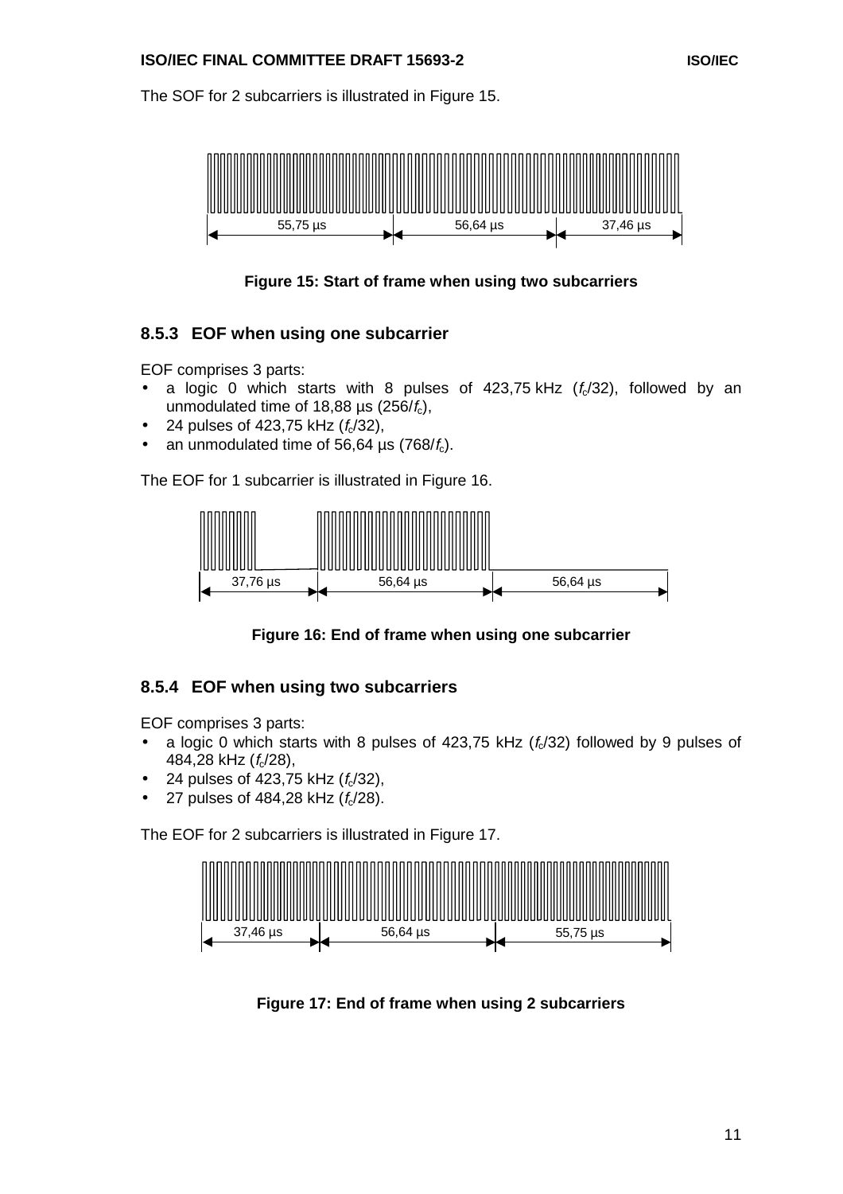The SOF for 2 subcarriers is illustrated in Figure 15.

55,75 µs | 56,64 µs | 37,46 µs

**Figure 15: Start of frame when using two subcarriers**

### 8.5.3 EOF when using one subcarrier

EOF comprises 3 parts:

- a logic 0 which starts with 8 pulses of 423,75 kHz ($f_c$/32), followed by an unmodulated time of 18,88 µs (256/$f_c$),
- 24 pulses of 423,75 kHz ($f_c$/32),
- an unmodulated time of 56,64 µs (768/$f_c$).

The EOF for 1 subcarrier is illustrated in Figure 16.

37,76 µs | 56,64 µs | 56,64 µs

**Figure 16: End of frame when using one subcarrier**

### 8.5.4 EOF when using two subcarriers

EOF comprises 3 parts:

- a logic 0 which starts with 8 pulses of 423,75 kHz ($f_c$/32) followed by 9 pulses of 484,28 kHz ($f_c$/28),
- 24 pulses of 423,75 kHz ($f_c$/32),
- 27 pulses of 484,28 kHz ($f_c$/28).

The EOF for 2 subcarriers is illustrated in Figure 17.

37,46 µs | 56,64 µs | 55,75 µs

**Figure 17: End of frame when using 2 subcarriers**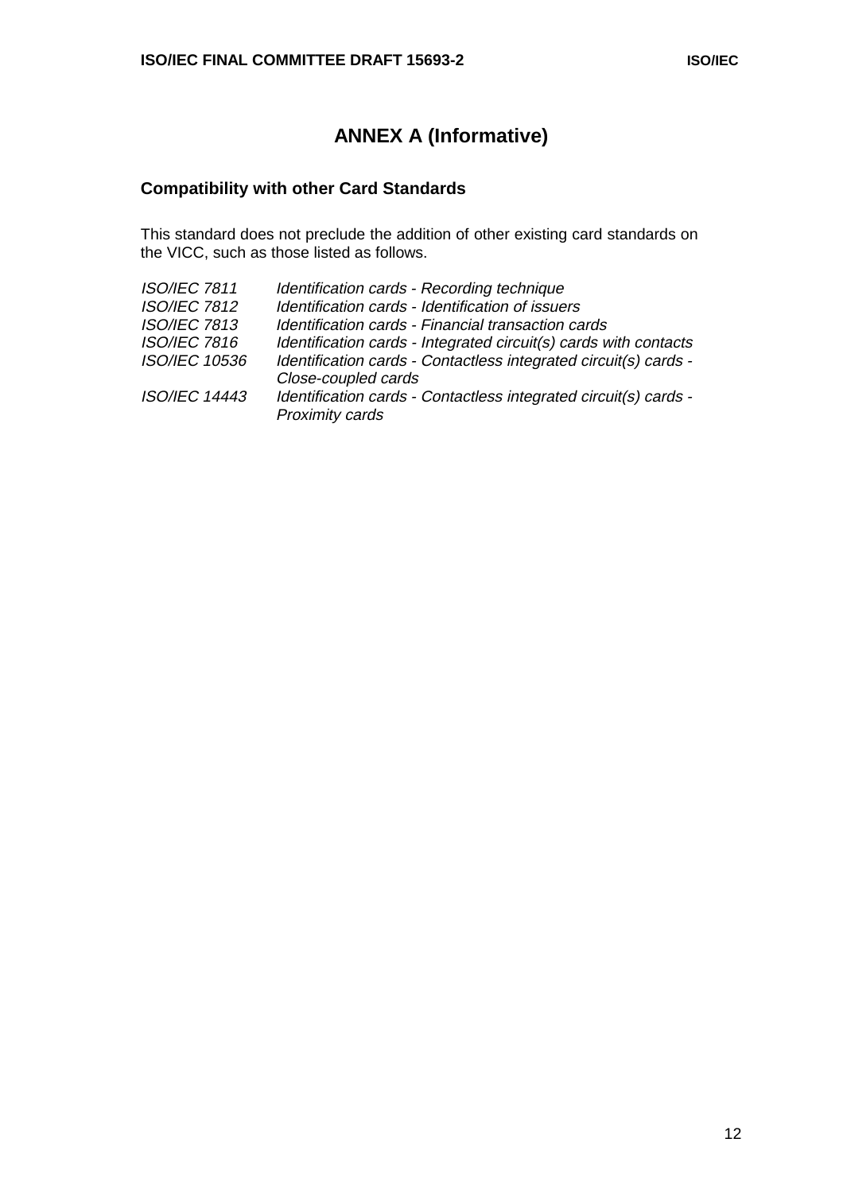# ANNEX A (Informative)

## Compatibility with other Card Standards

This standard does not preclude the addition of other existing card standards on the VICC, such as those listed as follows.

| | |
|---|---|
| *ISO/IEC 7811* | *Identification cards - Recording technique* |
| *ISO/IEC 7812* | *Identification cards - Identification of issuers* |
| *ISO/IEC 7813* | *Identification cards - Financial transaction cards* |
| *ISO/IEC 7816* | *Identification cards - Integrated circuit(s) cards with contacts* |
| *ISO/IEC 10536* | *Identification cards - Contactless integrated circuit(s) cards - Close-coupled cards* |
| *ISO/IEC 14443* | *Identification cards - Contactless integrated circuit(s) cards - Proximity cards* |